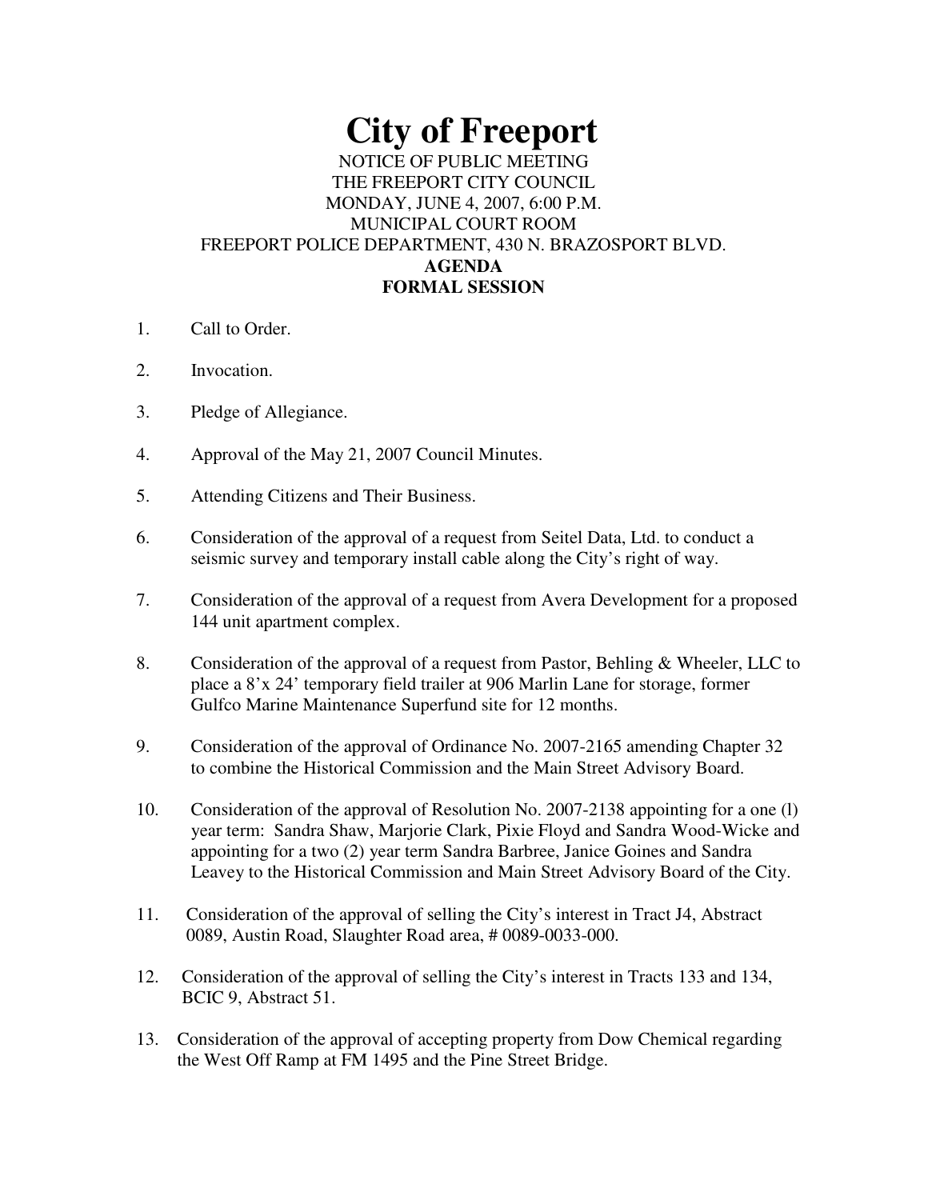# City of Freeport

NOTICE OF PUBLIC MEETING
THE FREEPORT CITY COUNCIL
MONDAY, JUNE 4, 2007, 6:00 P.M.
MUNICIPAL COURT ROOM
FREEPORT POLICE DEPARTMENT, 430 N. BRAZOSPORT BLVD.

**AGENDA**

**FORMAL SESSION**

1. Call to Order.

2. Invocation.

3. Pledge of Allegiance.

4. Approval of the May 21, 2007 Council Minutes.

5. Attending Citizens and Their Business.

6. Consideration of the approval of a request from Seitel Data, Ltd. to conduct a seismic survey and temporary install cable along the City's right of way.

7. Consideration of the approval of a request from Avera Development for a proposed 144 unit apartment complex.

8. Consideration of the approval of a request from Pastor, Behling & Wheeler, LLC to place a 8'x 24' temporary field trailer at 906 Marlin Lane for storage, former Gulfco Marine Maintenance Superfund site for 12 months.

9. Consideration of the approval of Ordinance No. 2007-2165 amending Chapter 32 to combine the Historical Commission and the Main Street Advisory Board.

10. Consideration of the approval of Resolution No. 2007-2138 appointing for a one (l) year term: Sandra Shaw, Marjorie Clark, Pixie Floyd and Sandra Wood-Wicke and appointing for a two (2) year term Sandra Barbree, Janice Goines and Sandra Leavey to the Historical Commission and Main Street Advisory Board of the City.

11. Consideration of the approval of selling the City's interest in Tract J4, Abstract 0089, Austin Road, Slaughter Road area, # 0089-0033-000.

12. Consideration of the approval of selling the City's interest in Tracts 133 and 134, BCIC 9, Abstract 51.

13. Consideration of the approval of accepting property from Dow Chemical regarding the West Off Ramp at FM 1495 and the Pine Street Bridge.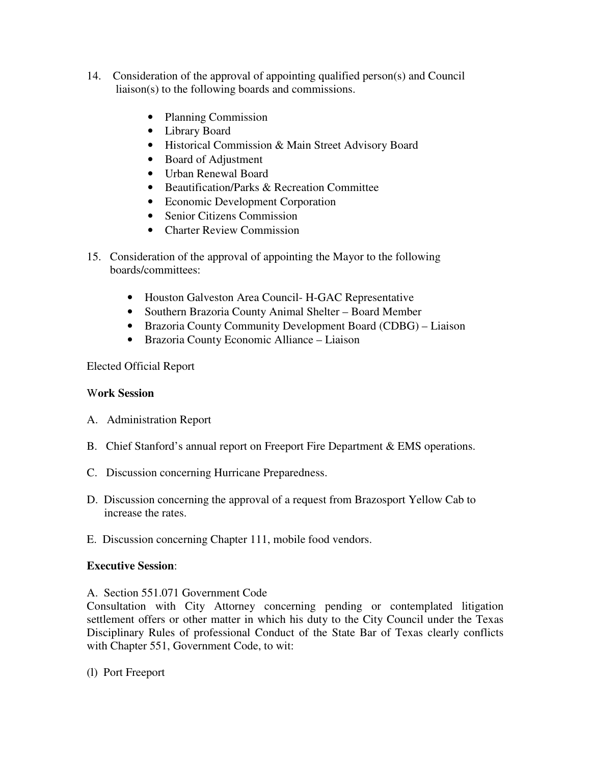14. Consideration of the approval of appointing qualified person(s) and Council liaison(s) to the following boards and commissions.

    - Planning Commission
    - Library Board
    - Historical Commission & Main Street Advisory Board
    - Board of Adjustment
    - Urban Renewal Board
    - Beautification/Parks & Recreation Committee
    - Economic Development Corporation
    - Senior Citizens Commission
    - Charter Review Commission

15. Consideration of the approval of appointing the Mayor to the following boards/committees:

    - Houston Galveston Area Council- H-GAC Representative
    - Southern Brazoria County Animal Shelter – Board Member
    - Brazoria County Community Development Board (CDBG) – Liaison
    - Brazoria County Economic Alliance – Liaison

Elected Official Report

**Work Session**

A. Administration Report

B. Chief Stanford's annual report on Freeport Fire Department & EMS operations.

C. Discussion concerning Hurricane Preparedness.

D. Discussion concerning the approval of a request from Brazosport Yellow Cab to increase the rates.

E. Discussion concerning Chapter 111, mobile food vendors.

**Executive Session**:

A. Section 551.071 Government Code
Consultation with City Attorney concerning pending or contemplated litigation settlement offers or other matter in which his duty to the City Council under the Texas Disciplinary Rules of professional Conduct of the State Bar of Texas clearly conflicts with Chapter 551, Government Code, to wit:

(l) Port Freeport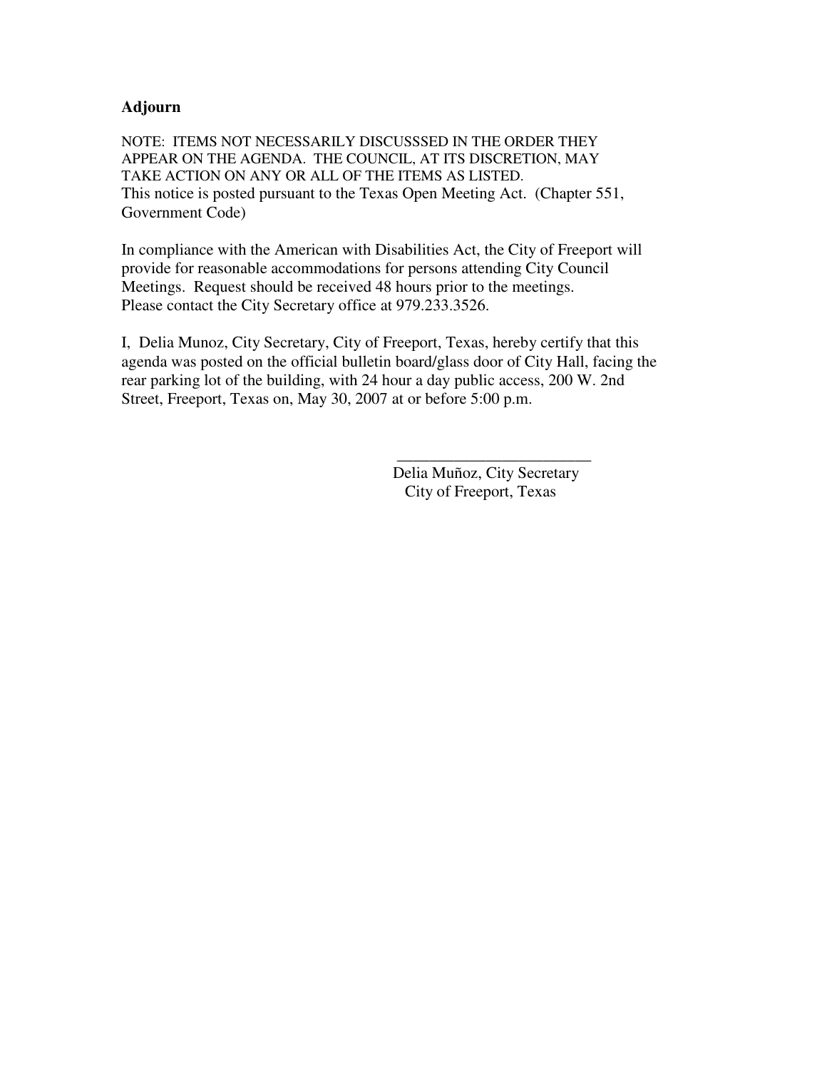**Adjourn**

NOTE: ITEMS NOT NECESSARILY DISCUSSSED IN THE ORDER THEY APPEAR ON THE AGENDA. THE COUNCIL, AT ITS DISCRETION, MAY TAKE ACTION ON ANY OR ALL OF THE ITEMS AS LISTED.
This notice is posted pursuant to the Texas Open Meeting Act. (Chapter 551, Government Code)

In compliance with the American with Disabilities Act, the City of Freeport will provide for reasonable accommodations for persons attending City Council Meetings. Request should be received 48 hours prior to the meetings. Please contact the City Secretary office at 979.233.3526.

I, Delia Munoz, City Secretary, City of Freeport, Texas, hereby certify that this agenda was posted on the official bulletin board/glass door of City Hall, facing the rear parking lot of the building, with 24 hour a day public access, 200 W. 2nd Street, Freeport, Texas on, May 30, 2007 at or before 5:00 p.m.

________________________
Delia Muñoz, City Secretary
City of Freeport, Texas